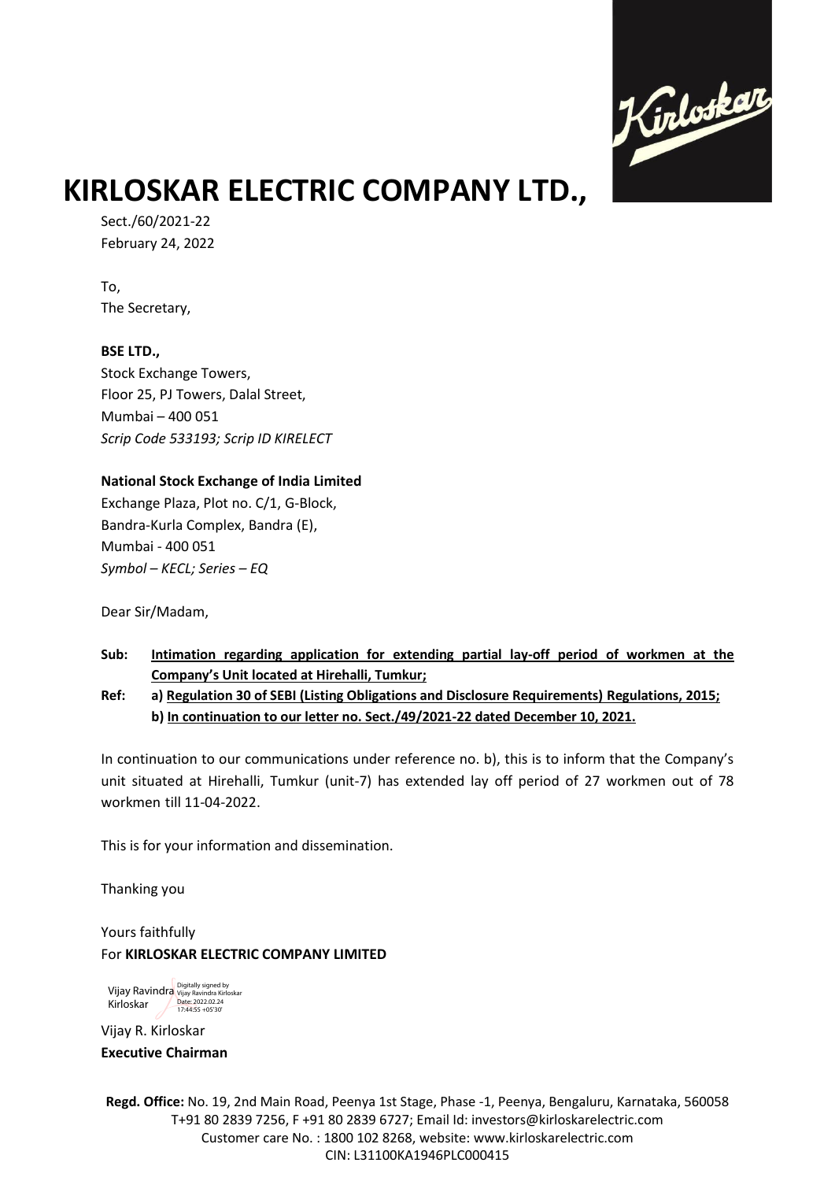# KIRLOSKAR ELECTRIC COMPANY LTD.,

Sect./60/2021-22
February 24, 2022

To,
The Secretary,

**BSE LTD.,**
Stock Exchange Towers,
Floor 25, PJ Towers, Dalal Street,
Mumbai – 400 051
*Scrip Code 533193; Scrip ID KIRELECT*

**National Stock Exchange of India Limited**
Exchange Plaza, Plot no. C/1, G-Block,
Bandra-Kurla Complex, Bandra (E),
Mumbai - 400 051
*Symbol – KECL; Series – EQ*

Dear Sir/Madam,

**Sub:** **Intimation regarding application for extending partial lay-off period of workmen at the Company's Unit located at Hirehalli, Tumkur;**

**Ref:** **a) Regulation 30 of SEBI (Listing Obligations and Disclosure Requirements) Regulations, 2015;**
**b) In continuation to our letter no. Sect./49/2021-22 dated December 10, 2021.**

In continuation to our communications under reference no. b), this is to inform that the Company's unit situated at Hirehalli, Tumkur (unit-7) has extended lay off period of 27 workmen out of 78 workmen till 11-04-2022.

This is for your information and dissemination.

Thanking you

Yours faithfully
For **KIRLOSKAR ELECTRIC COMPANY LIMITED**

Vijay Ravindra Kirloskar
Digitally signed by Vijay Ravindra Kirloskar
Date: 2022.02.24 17:44:55 +05'30'

Vijay R. Kirloskar
**Executive Chairman**

**Regd. Office:** No. 19, 2nd Main Road, Peenya 1st Stage, Phase -1, Peenya, Bengaluru, Karnataka, 560058
T+91 80 2839 7256, F +91 80 2839 6727; Email Id: investors@kirloskarelectric.com
Customer care No. : 1800 102 8268, website: www.kirloskarelectric.com
CIN: L31100KA1946PLC000415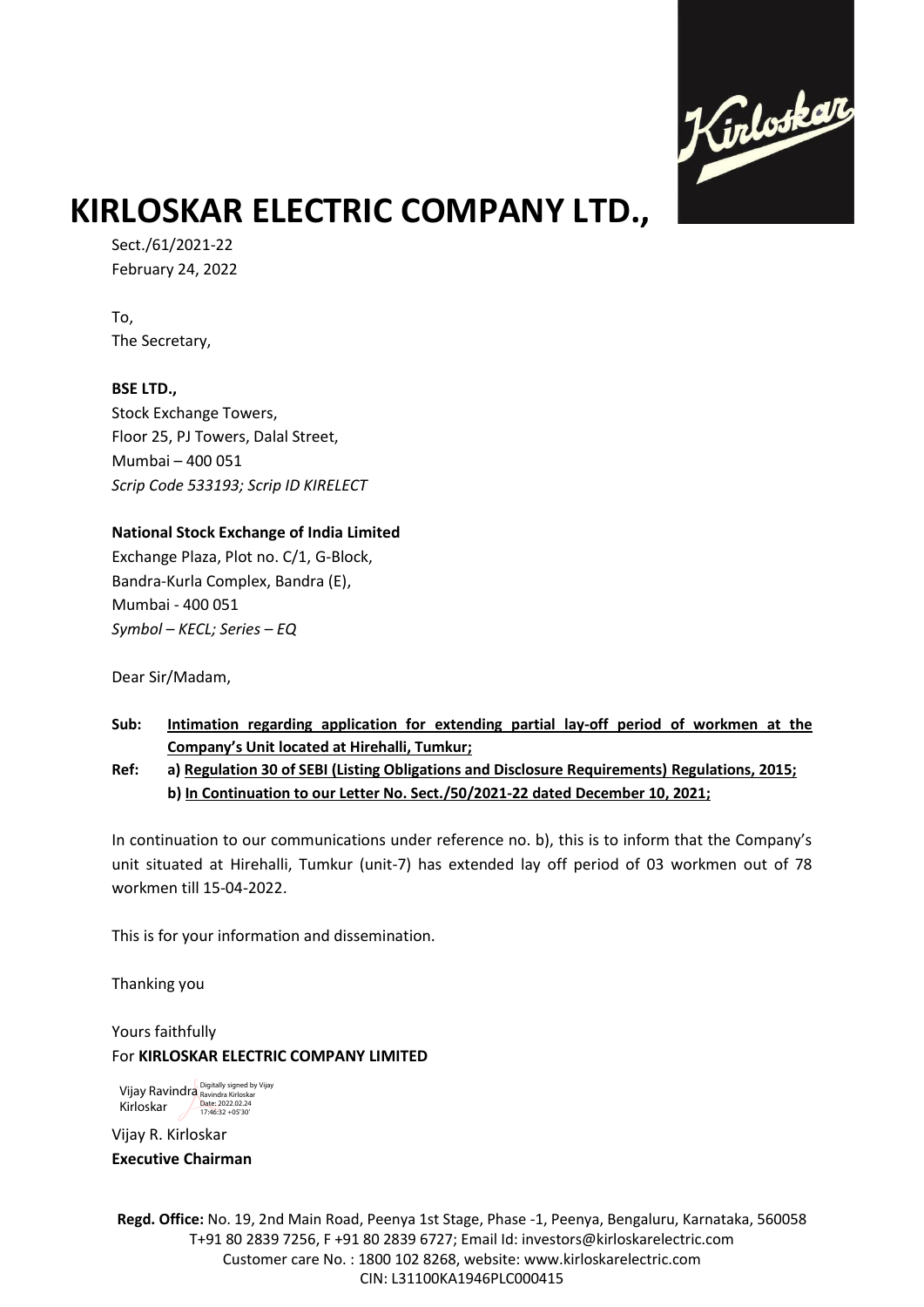# KIRLOSKAR ELECTRIC COMPANY LTD.,

Sect./61/2021-22
February 24, 2022

To,
The Secretary,

**BSE LTD.,**
Stock Exchange Towers,
Floor 25, PJ Towers, Dalal Street,
Mumbai – 400 051
*Scrip Code 533193; Scrip ID KIRELECT*

**National Stock Exchange of India Limited**
Exchange Plaza, Plot no. C/1, G-Block,
Bandra-Kurla Complex, Bandra (E),
Mumbai - 400 051
*Symbol – KECL; Series – EQ*

Dear Sir/Madam,

**Sub: Intimation regarding application for extending partial lay-off period of workmen at the Company's Unit located at Hirehalli, Tumkur;**

**Ref: a) Regulation 30 of SEBI (Listing Obligations and Disclosure Requirements) Regulations, 2015;**
**b) In Continuation to our Letter No. Sect./50/2021-22 dated December 10, 2021;**

In continuation to our communications under reference no. b), this is to inform that the Company's unit situated at Hirehalli, Tumkur (unit-7) has extended lay off period of 03 workmen out of 78 workmen till 15-04-2022.

This is for your information and dissemination.

Thanking you

Yours faithfully
For **KIRLOSKAR ELECTRIC COMPANY LIMITED**

Vijay Ravindra Kirloskar
Digitally signed by Vijay Ravindra Kirloskar
Date: 2022.02.24 17:46:32 +05'30'

Vijay R. Kirloskar
**Executive Chairman**

**Regd. Office:** No. 19, 2nd Main Road, Peenya 1st Stage, Phase -1, Peenya, Bengaluru, Karnataka, 560058
T+91 80 2839 7256, F +91 80 2839 6727; Email Id: investors@kirloskarelectric.com
Customer care No. : 1800 102 8268, website: www.kirloskarelectric.com
CIN: L31100KA1946PLC000415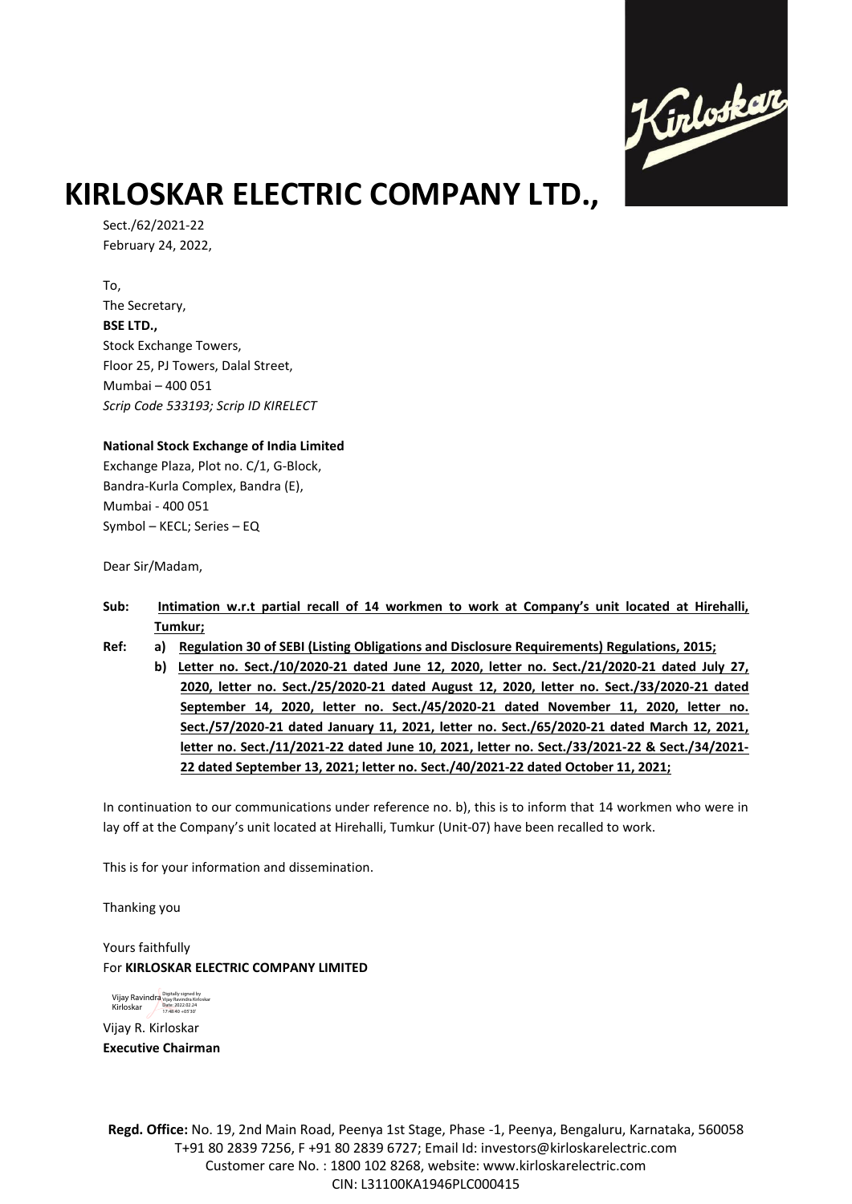# KIRLOSKAR ELECTRIC COMPANY LTD.,

Sect./62/2021-22
February 24, 2022,

To,
The Secretary,
**BSE LTD.,**
Stock Exchange Towers,
Floor 25, PJ Towers, Dalal Street,
Mumbai – 400 051
*Scrip Code 533193; Scrip ID KIRELECT*

**National Stock Exchange of India Limited**
Exchange Plaza, Plot no. C/1, G-Block,
Bandra-Kurla Complex, Bandra (E),
Mumbai - 400 051
Symbol – KECL; Series – EQ

Dear Sir/Madam,

**Sub: Intimation w.r.t partial recall of 14 workmen to work at Company's unit located at Hirehalli, Tumkur;**

**Ref: a) Regulation 30 of SEBI (Listing Obligations and Disclosure Requirements) Regulations, 2015;**

**b) Letter no. Sect./10/2020-21 dated June 12, 2020, letter no. Sect./21/2020-21 dated July 27, 2020, letter no. Sect./25/2020-21 dated August 12, 2020, letter no. Sect./33/2020-21 dated September 14, 2020, letter no. Sect./45/2020-21 dated November 11, 2020, letter no. Sect./57/2020-21 dated January 11, 2021, letter no. Sect./65/2020-21 dated March 12, 2021, letter no. Sect./11/2021-22 dated June 10, 2021, letter no. Sect./33/2021-22 & Sect./34/2021-22 dated September 13, 2021; letter no. Sect./40/2021-22 dated October 11, 2021;**

In continuation to our communications under reference no. b), this is to inform that 14 workmen who were in lay off at the Company's unit located at Hirehalli, Tumkur (Unit-07) have been recalled to work.

This is for your information and dissemination.

Thanking you

Yours faithfully
For **KIRLOSKAR ELECTRIC COMPANY LIMITED**

Vijay Ravindra Kirloskar
Digitally signed by Vijay Ravindra Kirloskar
Date: 2022.02.24 17:48:40 +05'30'

Vijay R. Kirloskar
**Executive Chairman**

**Regd. Office:** No. 19, 2nd Main Road, Peenya 1st Stage, Phase -1, Peenya, Bengaluru, Karnataka, 560058
T+91 80 2839 7256, F +91 80 2839 6727; Email Id: investors@kirloskarelectric.com
Customer care No. : 1800 102 8268, website: www.kirloskarelectric.com
CIN: L31100KA1946PLC000415